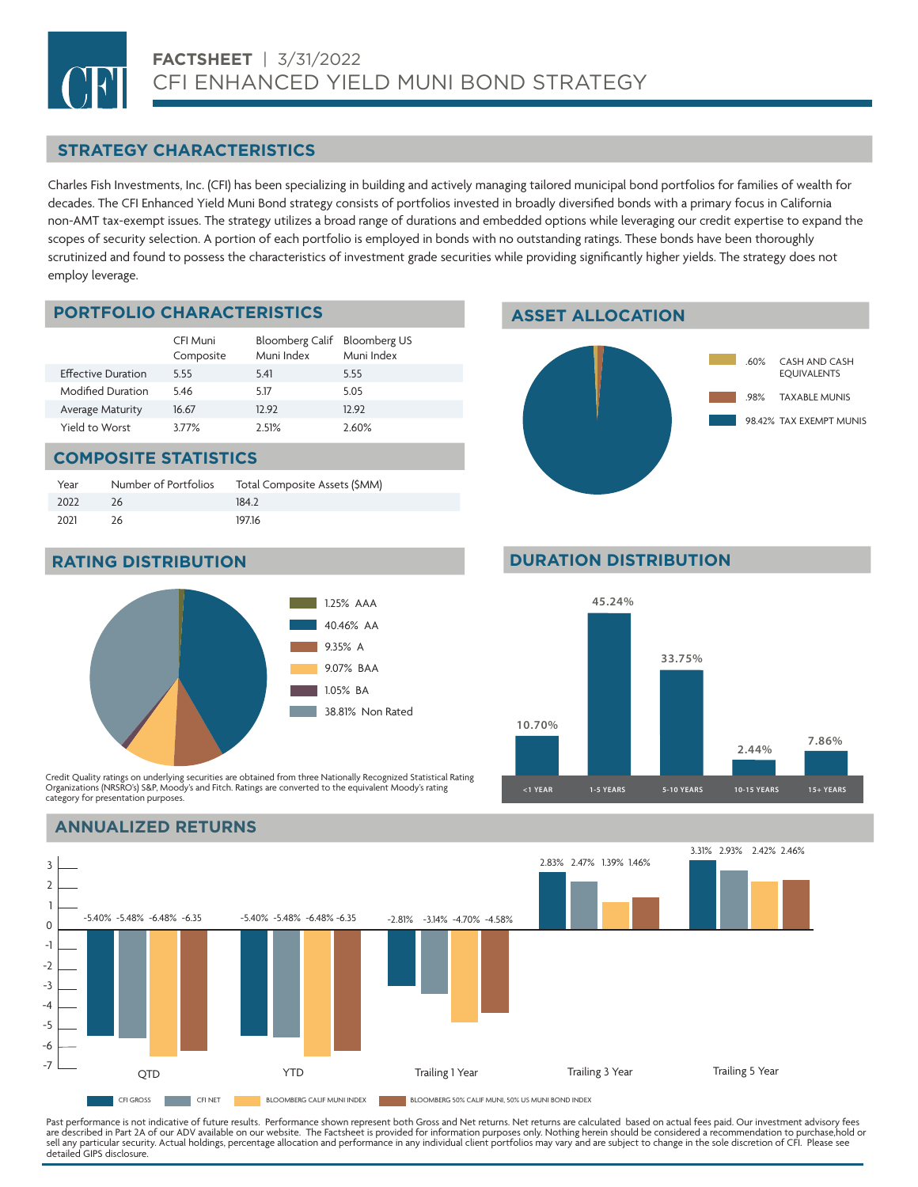# FACTSHEET | 3/31/2022

# CFI ENHANCED YIELD MUNI BOND STRATEGY

## STRATEGY CHARACTERISTICS

Charles Fish Investments, Inc. (CFI) has been specializing in building and actively managing tailored municipal bond portfolios for families of wealth for decades. The CFI Enhanced Yield Muni Bond strategy consists of portfolios invested in broadly diversified bonds with a primary focus in California non-AMT tax-exempt issues. The strategy utilizes a broad range of durations and embedded options while leveraging our credit expertise to expand the scopes of security selection. A portion of each portfolio is employed in bonds with no outstanding ratings. These bonds have been thoroughly scrutinized and found to possess the characteristics of investment grade securities while providing significantly higher yields. The strategy does not employ leverage.

## PORTFOLIO CHARACTERISTICS

| | CFI Muni Composite | Bloomberg Calif Muni Index | Bloomberg US Muni Index |
|---|---|---|---|
| Effective Duration | 5.55 | 5.41 | 5.55 |
| Modified Duration | 5.46 | 5.17 | 5.05 |
| Average Maturity | 16.67 | 12.92 | 12.92 |
| Yield to Worst | 3.77% | 2.51% | 2.60% |

## ASSET ALLOCATION

| % | Asset |
|---|---|
| .60% | CASH AND CASH EQUIVALENTS |
| .98% | TAXABLE MUNIS |
| 98.42% | TAX EXEMPT MUNIS |

## COMPOSITE STATISTICS

| Year | Number of Portfolios | Total Composite Assets ($MM) |
|---|---|---|
| 2022 | 26 | 184.2 |
| 2021 | 26 | 197.16 |

## RATING DISTRIBUTION

| % | Rating |
|---|---|
| 1.25% | AAA |
| 40.46% | AA |
| 9.35% | A |
| 9.07% | BAA |
| 1.05% | BA |
| 38.81% | Non Rated |

Credit Quality ratings on underlying securities are obtained from three Nationally Recognized Statistical Rating Organizations (NRSRO's) S&P, Moody's and Fitch. Ratings are converted to the equivalent Moody's rating category for presentation purposes.

## DURATION DISTRIBUTION

| <1 YEAR | 1-5 YEARS | 5-10 YEARS | 10-15 YEARS | 15+ YEARS |
|---|---|---|---|---|
| 10.70% | 45.24% | 33.75% | 2.44% | 7.86% |

## ANNUALIZED RETURNS

| | QTD | YTD | Trailing 1 Year | Trailing 3 Year | Trailing 5 Year |
|---|---|---|---|---|---|
| CFI GROSS | -5.40% | -5.40% | -2.81% | 2.83% | 3.31% |
| CFI NET | -5.48% | -5.48% | -3.14% | 2.47% | 2.93% |
| BLOOMBERG CALIF MUNI INDEX | -6.48% | -6.48% | -4.70% | 1.39% | 2.42% |
| BLOOMBERG 50% CALIF MUNI, 50% US MUNI BOND INDEX | -6.35 | -6.35 | -4.58% | 1.46% | 2.46% |

Past performance is not indicative of future results. Performance shown represent both Gross and Net returns. Net returns are calculated based on actual fees paid. Our investment advisory fees are described in Part 2A of our ADV available on our website. The Factsheet is provided for information purposes only. Nothing herein should be considered a recommendation to purchase,hold or sell any particular security. Actual holdings, percentage allocation and performance in any individual client portfolios may vary and are subject to change in the sole discretion of CFI. Please see detailed GIPS disclosure.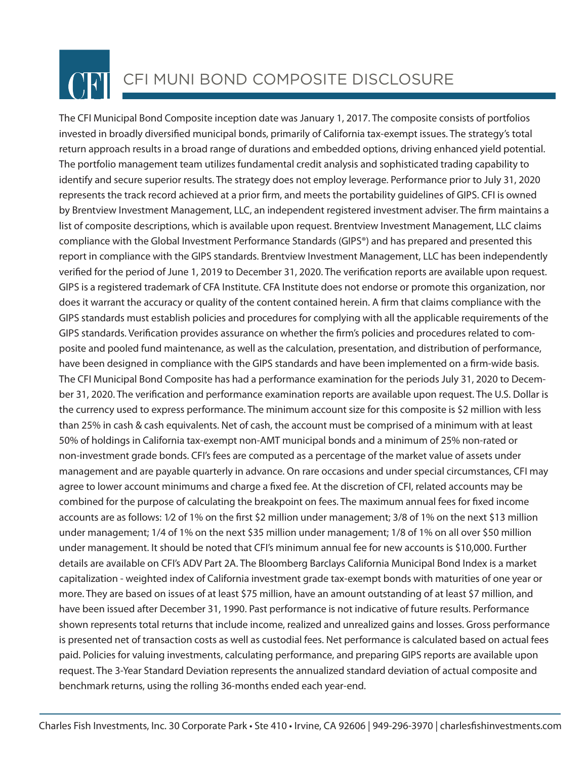# CFI MUNI BOND COMPOSITE DISCLOSURE

The CFI Municipal Bond Composite inception date was January 1, 2017. The composite consists of portfolios invested in broadly diversified municipal bonds, primarily of California tax-exempt issues. The strategy's total return approach results in a broad range of durations and embedded options, driving enhanced yield potential. The portfolio management team utilizes fundamental credit analysis and sophisticated trading capability to identify and secure superior results. The strategy does not employ leverage. Performance prior to July 31, 2020 represents the track record achieved at a prior firm, and meets the portability guidelines of GIPS. CFI is owned by Brentview Investment Management, LLC, an independent registered investment adviser. The firm maintains a list of composite descriptions, which is available upon request. Brentview Investment Management, LLC claims compliance with the Global Investment Performance Standards (GIPS®) and has prepared and presented this report in compliance with the GIPS standards. Brentview Investment Management, LLC has been independently verified for the period of June 1, 2019 to December 31, 2020. The verification reports are available upon request. GIPS is a registered trademark of CFA Institute. CFA Institute does not endorse or promote this organization, nor does it warrant the accuracy or quality of the content contained herein. A firm that claims compliance with the GIPS standards must establish policies and procedures for complying with all the applicable requirements of the GIPS standards. Verification provides assurance on whether the firm's policies and procedures related to composite and pooled fund maintenance, as well as the calculation, presentation, and distribution of performance, have been designed in compliance with the GIPS standards and have been implemented on a firm-wide basis. The CFI Municipal Bond Composite has had a performance examination for the periods July 31, 2020 to December 31, 2020. The verification and performance examination reports are available upon request. The U.S. Dollar is the currency used to express performance. The minimum account size for this composite is $2 million with less than 25% in cash & cash equivalents. Net of cash, the account must be comprised of a minimum with at least 50% of holdings in California tax-exempt non-AMT municipal bonds and a minimum of 25% non-rated or non-investment grade bonds. CFI's fees are computed as a percentage of the market value of assets under management and are payable quarterly in advance. On rare occasions and under special circumstances, CFI may agree to lower account minimums and charge a fixed fee. At the discretion of CFI, related accounts may be combined for the purpose of calculating the breakpoint on fees. The maximum annual fees for fixed income accounts are as follows: 1⁄2 of 1% on the first $2 million under management; 3/8 of 1% on the next $13 million under management; 1/4 of 1% on the next $35 million under management; 1/8 of 1% on all over $50 million under management. It should be noted that CFI's minimum annual fee for new accounts is $10,000. Further details are available on CFI's ADV Part 2A. The Bloomberg Barclays California Municipal Bond Index is a market capitalization - weighted index of California investment grade tax-exempt bonds with maturities of one year or more. They are based on issues of at least $75 million, have an amount outstanding of at least $7 million, and have been issued after December 31, 1990. Past performance is not indicative of future results. Performance shown represents total returns that include income, realized and unrealized gains and losses. Gross performance is presented net of transaction costs as well as custodial fees. Net performance is calculated based on actual fees paid. Policies for valuing investments, calculating performance, and preparing GIPS reports are available upon request. The 3-Year Standard Deviation represents the annualized standard deviation of actual composite and benchmark returns, using the rolling 36-months ended each year-end.

Charles Fish Investments, Inc. 30 Corporate Park • Ste 410 • Irvine, CA 92606 | 949-296-3970 | charlesfishinvestments.com